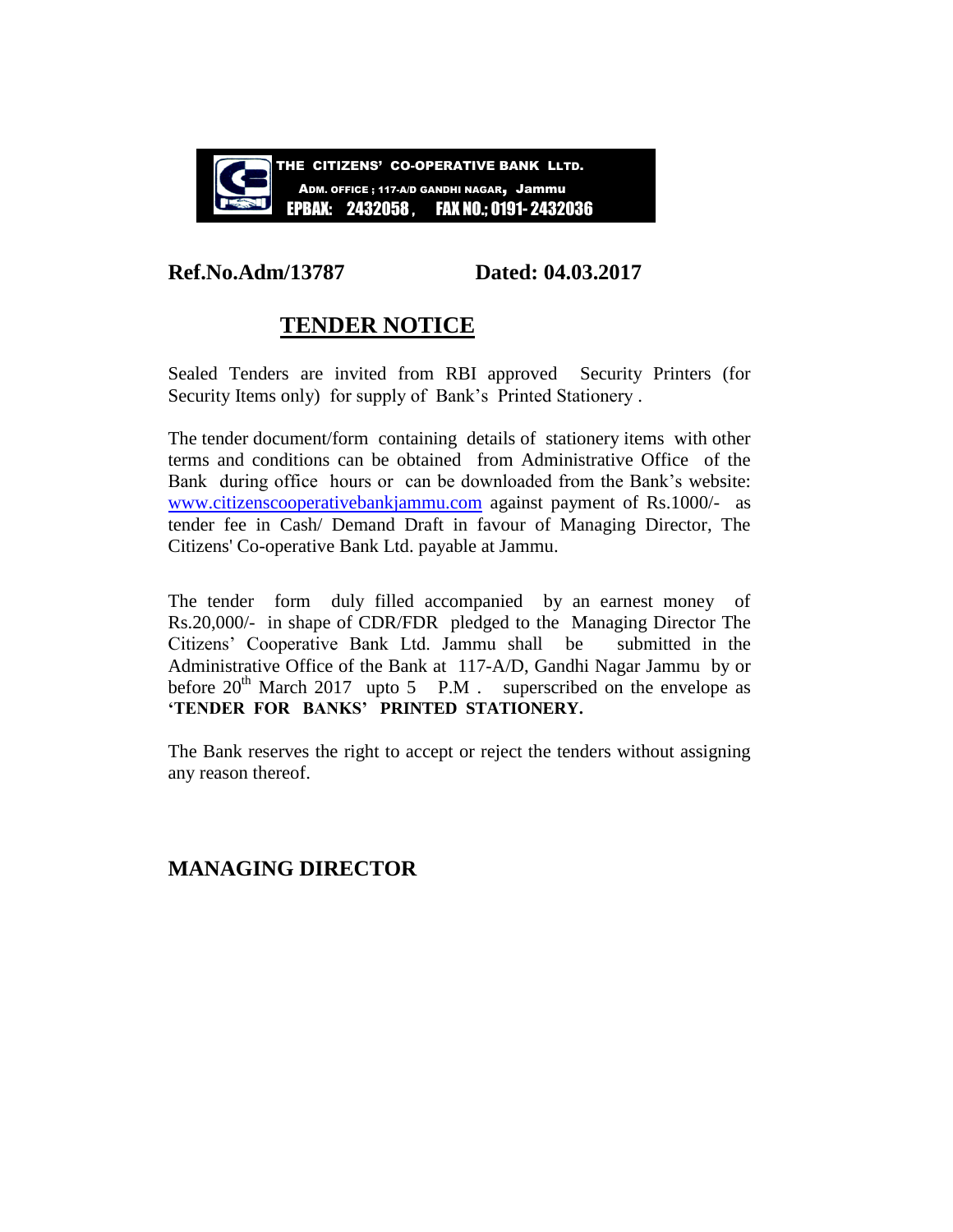**THE CITIZENS' CO-OPERATIVE BANK LLTD.**
**ADM. OFFICE ; 117-A/D GANDHI NAGAR, Jammu**
**EPBAX: 2432058 , FAX NO.; 0191- 2432036**

**Ref.No.Adm/13787** **Dated: 04.03.2017**

# TENDER NOTICE

Sealed Tenders are invited from RBI approved Security Printers (for Security Items only) for supply of Bank's Printed Stationery .

The tender document/form containing details of stationery items with other terms and conditions can be obtained from Administrative Office of the Bank during office hours or can be downloaded from the Bank's website: www.citizenscooperativebankjammu.com against payment of Rs.1000/- as tender fee in Cash/ Demand Draft in favour of Managing Director, The Citizens' Co-operative Bank Ltd. payable at Jammu.

The tender form duly filled accompanied by an earnest money of Rs.20,000/- in shape of CDR/FDR pledged to the Managing Director The Citizens' Cooperative Bank Ltd. Jammu shall be submitted in the Administrative Office of the Bank at 117-A/D, Gandhi Nagar Jammu by or before 20th March 2017 upto 5 P.M . superscribed on the envelope as **'TENDER FOR BANKS' PRINTED STATIONERY.**

The Bank reserves the right to accept or reject the tenders without assigning any reason thereof.

**MANAGING DIRECTOR**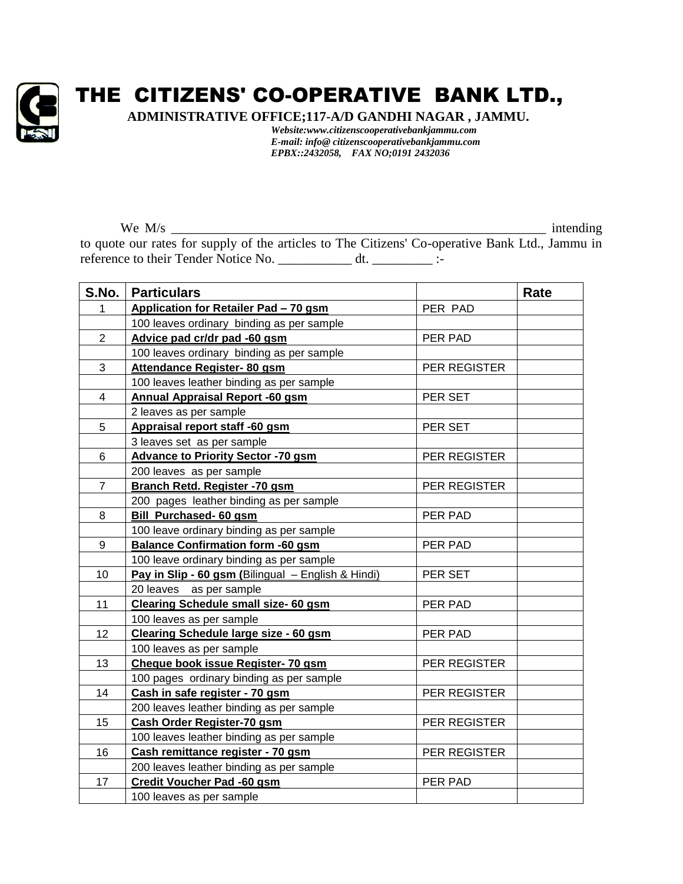# THE CITIZENS' CO-OPERATIVE BANK LTD.,

**ADMINISTRATIVE OFFICE;117-A/D GANDHI NAGAR , JAMMU.**

***Website:www.citizenscooperativebankjammu.com***
***E-mail: info@ citizenscooperativebankjammu.com***
***EPBX::2432058, FAX NO;0191 2432036***

We M/s ____________________________________________________________ intending to quote our rates for supply of the articles to The Citizens' Co-operative Bank Ltd., Jammu in reference to their Tender Notice No. ___________ dt. _________ :-

| S.No. | Particulars | | Rate |
|---|---|---|---|
| 1 | **Application for Retailer Pad – 70 gsm** | PER PAD | |
| | 100 leaves ordinary binding as per sample | | |
| 2 | **Advice pad cr/dr pad -60 gsm** | PER PAD | |
| | 100 leaves ordinary binding as per sample | | |
| 3 | **Attendance Register- 80 gsm** | PER REGISTER | |
| | 100 leaves leather binding as per sample | | |
| 4 | **Annual Appraisal Report -60 gsm** | PER SET | |
| | 2 leaves as per sample | | |
| 5 | **Appraisal report staff -60 gsm** | PER SET | |
| | 3 leaves set as per sample | | |
| 6 | **Advance to Priority Sector -70 gsm** | PER REGISTER | |
| | 200 leaves as per sample | | |
| 7 | **Branch Retd. Register -70 gsm** | PER REGISTER | |
| | 200 pages leather binding as per sample | | |
| 8 | **Bill Purchased- 60 gsm** | PER PAD | |
| | 100 leave ordinary binding as per sample | | |
| 9 | **Balance Confirmation form -60 gsm** | PER PAD | |
| | 100 leave ordinary binding as per sample | | |
| 10 | **Pay in Slip - 60 gsm (**Bilingual – English & Hindi) | PER SET | |
| | 20 leaves as per sample | | |
| 11 | **Clearing Schedule small size- 60 gsm** | PER PAD | |
| | 100 leaves as per sample | | |
| 12 | **Clearing Schedule large size - 60 gsm** | PER PAD | |
| | 100 leaves as per sample | | |
| 13 | **Cheque book issue Register- 70 gsm** | PER REGISTER | |
| | 100 pages ordinary binding as per sample | | |
| 14 | **Cash in safe register - 70 gsm** | PER REGISTER | |
| | 200 leaves leather binding as per sample | | |
| 15 | **Cash Order Register-70 gsm** | PER REGISTER | |
| | 100 leaves leather binding as per sample | | |
| 16 | **Cash remittance register - 70 gsm** | PER REGISTER | |
| | 200 leaves leather binding as per sample | | |
| 17 | **Credit Voucher Pad -60 gsm** | PER PAD | |
| | 100 leaves as per sample | | |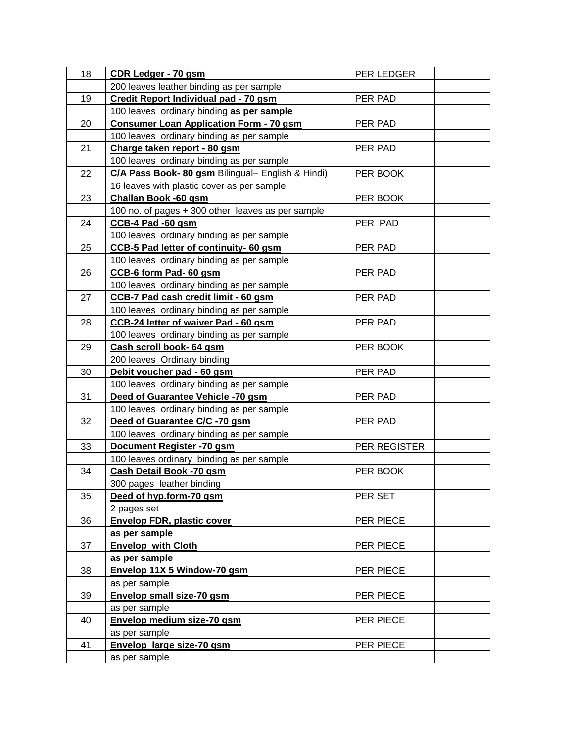| | | | |
|---|---|---|---|
| 18 | **CDR Ledger - 70 gsm** | PER LEDGER | |
| | 200 leaves leather binding as per sample | | |
| 19 | **Credit Report Individual pad - 70 gsm** | PER PAD | |
| | 100 leaves ordinary binding **as per sample** | | |
| 20 | **Consumer Loan Application Form - 70 gsm** | PER PAD | |
| | 100 leaves ordinary binding as per sample | | |
| 21 | **Charge taken report - 80 gsm** | PER PAD | |
| | 100 leaves ordinary binding as per sample | | |
| 22 | **C/A Pass Book- 80 gsm** Bilingual– English & Hindi) | PER BOOK | |
| | 16 leaves with plastic cover as per sample | | |
| 23 | **Challan Book -60 gsm** | PER BOOK | |
| | 100 no. of pages + 300 other leaves as per sample | | |
| 24 | **CCB-4 Pad -60 gsm** | PER PAD | |
| | 100 leaves ordinary binding as per sample | | |
| 25 | **CCB-5 Pad letter of continuity- 60 gsm** | PER PAD | |
| | 100 leaves ordinary binding as per sample | | |
| 26 | **CCB-6 form Pad- 60 gsm** | PER PAD | |
| | 100 leaves ordinary binding as per sample | | |
| 27 | **CCB-7 Pad cash credit limit - 60 gsm** | PER PAD | |
| | 100 leaves ordinary binding as per sample | | |
| 28 | **CCB-24 letter of waiver Pad - 60 gsm** | PER PAD | |
| | 100 leaves ordinary binding as per sample | | |
| 29 | **Cash scroll book- 64 gsm** | PER BOOK | |
| | 200 leaves Ordinary binding | | |
| 30 | **Debit voucher pad - 60 gsm** | PER PAD | |
| | 100 leaves ordinary binding as per sample | | |
| 31 | **Deed of Guarantee Vehicle -70 gsm** | PER PAD | |
| | 100 leaves ordinary binding as per sample | | |
| 32 | **Deed of Guarantee C/C -70 gsm** | PER PAD | |
| | 100 leaves ordinary binding as per sample | | |
| 33 | **Document Register -70 gsm** | PER REGISTER | |
| | 100 leaves ordinary binding as per sample | | |
| 34 | **Cash Detail Book -70 gsm** | PER BOOK | |
| | 300 pages leather binding | | |
| 35 | **Deed of hyp.form-70 gsm** | PER SET | |
| | 2 pages set | | |
| 36 | **Envelop FDR, plastic cover** | PER PIECE | |
| | **as per sample** | | |
| 37 | **Envelop with Cloth** | PER PIECE | |
| | **as per sample** | | |
| 38 | **Envelop 11X 5 Window-70 gsm** | PER PIECE | |
| | as per sample | | |
| 39 | **Envelop small size-70 gsm** | PER PIECE | |
| | as per sample | | |
| 40 | **Envelop medium size-70 gsm** | PER PIECE | |
| | as per sample | | |
| 41 | **Envelop large size-70 gsm** | PER PIECE | |
| | as per sample | | |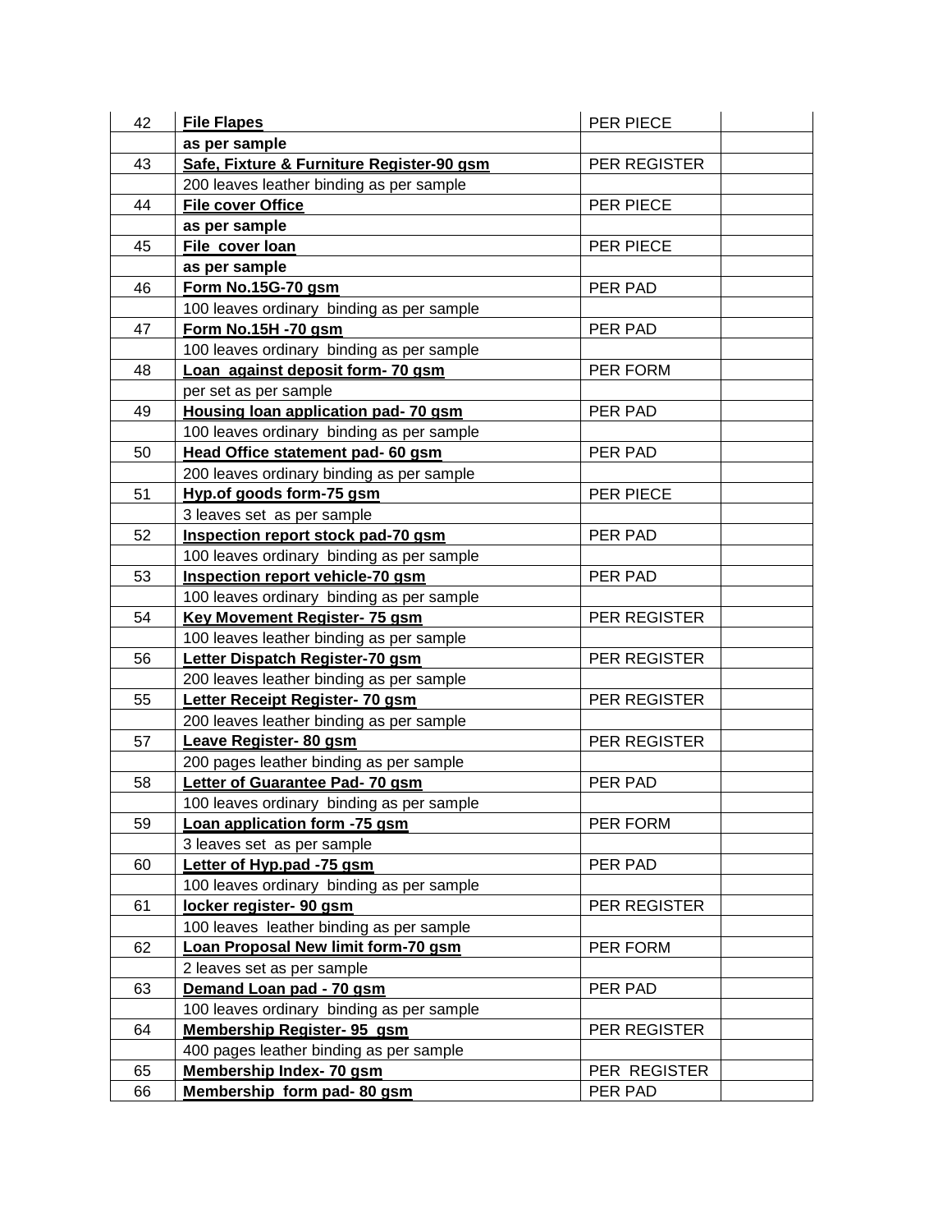| 42 | <u>**File Flapes**</u> | PER PIECE | |
|---|---|---|---|
| | **as per sample** | | |
| 43 | <u>**Safe, Fixture & Furniture Register-90 gsm**</u> | PER REGISTER | |
| | 200 leaves leather binding as per sample | | |
| 44 | <u>**File cover Office**</u> | PER PIECE | |
| | **as per sample** | | |
| 45 | <u>**File cover loan**</u> | PER PIECE | |
| | **as per sample** | | |
| 46 | <u>**Form No.15G-70 gsm**</u> | PER PAD | |
| | 100 leaves ordinary binding as per sample | | |
| 47 | <u>**Form No.15H -70 gsm**</u> | PER PAD | |
| | 100 leaves ordinary binding as per sample | | |
| 48 | <u>**Loan against deposit form- 70 gsm**</u> | PER FORM | |
| | per set as per sample | | |
| 49 | <u>**Housing loan application pad- 70 gsm**</u> | PER PAD | |
| | 100 leaves ordinary binding as per sample | | |
| 50 | <u>**Head Office statement pad- 60 gsm**</u> | PER PAD | |
| | 200 leaves ordinary binding as per sample | | |
| 51 | <u>**Hyp.of goods form-75 gsm**</u> | PER PIECE | |
| | 3 leaves set as per sample | | |
| 52 | <u>**Inspection report stock pad-70 gsm**</u> | PER PAD | |
| | 100 leaves ordinary binding as per sample | | |
| 53 | <u>**Inspection report vehicle-70 gsm**</u> | PER PAD | |
| | 100 leaves ordinary binding as per sample | | |
| 54 | <u>**Key Movement Register- 75 gsm**</u> | PER REGISTER | |
| | 100 leaves leather binding as per sample | | |
| 56 | <u>**Letter Dispatch Register-70 gsm**</u> | PER REGISTER | |
| | 200 leaves leather binding as per sample | | |
| 55 | <u>**Letter Receipt Register- 70 gsm**</u> | PER REGISTER | |
| | 200 leaves leather binding as per sample | | |
| 57 | <u>**Leave Register- 80 gsm**</u> | PER REGISTER | |
| | 200 pages leather binding as per sample | | |
| 58 | <u>**Letter of Guarantee Pad- 70 gsm**</u> | PER PAD | |
| | 100 leaves ordinary binding as per sample | | |
| 59 | <u>**Loan application form -75 gsm**</u> | PER FORM | |
| | 3 leaves set as per sample | | |
| 60 | <u>**Letter of Hyp.pad -75 gsm**</u> | PER PAD | |
| | 100 leaves ordinary binding as per sample | | |
| 61 | <u>**locker register- 90 gsm**</u> | PER REGISTER | |
| | 100 leaves leather binding as per sample | | |
| 62 | <u>**Loan Proposal New limit form-70 gsm**</u> | PER FORM | |
| | 2 leaves set as per sample | | |
| 63 | <u>**Demand Loan pad - 70 gsm**</u> | PER PAD | |
| | 100 leaves ordinary binding as per sample | | |
| 64 | <u>**Membership Register- 95 gsm**</u> | PER REGISTER | |
| | 400 pages leather binding as per sample | | |
| 65 | <u>**Membership Index- 70 gsm**</u> | PER REGISTER | |
| 66 | <u>**Membership form pad- 80 gsm**</u> | PER PAD | |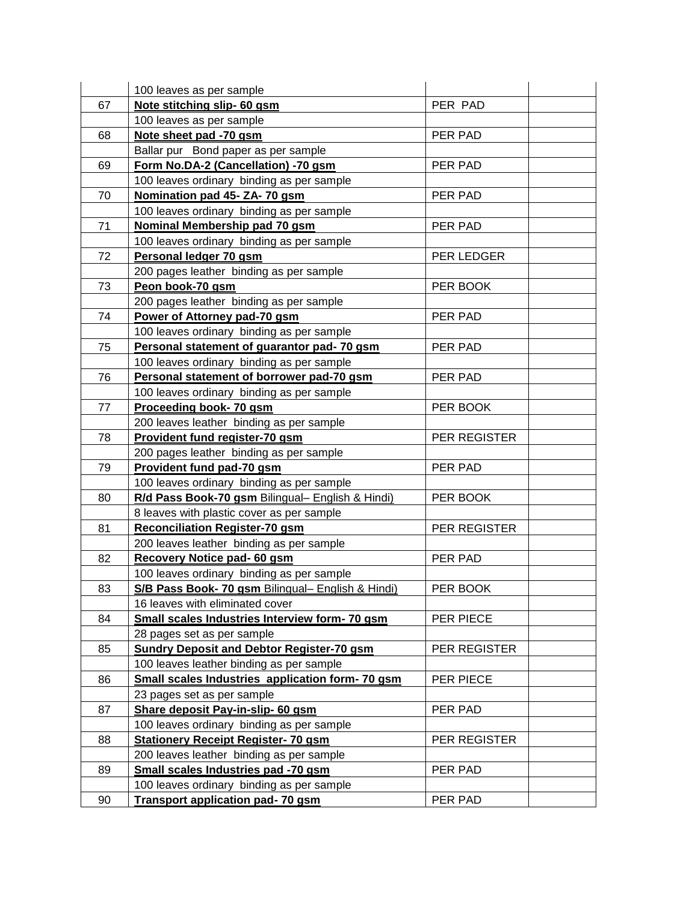|  |  |  |  |
|---|---|---|---|
|  | 100 leaves as per sample |  |  |
| 67 | **Note stitching slip- 60 gsm** | PER PAD |  |
|  | 100 leaves as per sample |  |  |
| 68 | **Note sheet pad -70 gsm** | PER PAD |  |
|  | Ballar pur Bond paper as per sample |  |  |
| 69 | **Form No.DA-2 (Cancellation) -70 gsm** | PER PAD |  |
|  | 100 leaves ordinary binding as per sample |  |  |
| 70 | **Nomination pad 45- ZA- 70 gsm** | PER PAD |  |
|  | 100 leaves ordinary binding as per sample |  |  |
| 71 | **Nominal Membership pad 70 gsm** | PER PAD |  |
|  | 100 leaves ordinary binding as per sample |  |  |
| 72 | **Personal ledger 70 gsm** | PER LEDGER |  |
|  | 200 pages leather binding as per sample |  |  |
| 73 | **Peon book-70 gsm** | PER BOOK |  |
|  | 200 pages leather binding as per sample |  |  |
| 74 | **Power of Attorney pad-70 gsm** | PER PAD |  |
|  | 100 leaves ordinary binding as per sample |  |  |
| 75 | **Personal statement of guarantor pad- 70 gsm** | PER PAD |  |
|  | 100 leaves ordinary binding as per sample |  |  |
| 76 | **Personal statement of borrower pad-70 gsm** | PER PAD |  |
|  | 100 leaves ordinary binding as per sample |  |  |
| 77 | **Proceeding book- 70 gsm** | PER BOOK |  |
|  | 200 leaves leather binding as per sample |  |  |
| 78 | **Provident fund register-70 gsm** | PER REGISTER |  |
|  | 200 pages leather binding as per sample |  |  |
| 79 | **Provident fund pad-70 gsm** | PER PAD |  |
|  | 100 leaves ordinary binding as per sample |  |  |
| 80 | **R/d Pass Book-70 gsm** Bilingual– English & Hindi) | PER BOOK |  |
|  | 8 leaves with plastic cover as per sample |  |  |
| 81 | **Reconciliation Register-70 gsm** | PER REGISTER |  |
|  | 200 leaves leather binding as per sample |  |  |
| 82 | **Recovery Notice pad- 60 gsm** | PER PAD |  |
|  | 100 leaves ordinary binding as per sample |  |  |
| 83 | **S/B Pass Book- 70 gsm** Bilingual– English & Hindi) | PER BOOK |  |
|  | 16 leaves with eliminated cover |  |  |
| 84 | **Small scales Industries Interview form- 70 gsm** | PER PIECE |  |
|  | 28 pages set as per sample |  |  |
| 85 | **Sundry Deposit and Debtor Register-70 gsm** | PER REGISTER |  |
|  | 100 leaves leather binding as per sample |  |  |
| 86 | **Small scales Industries application form- 70 gsm** | PER PIECE |  |
|  | 23 pages set as per sample |  |  |
| 87 | **Share deposit Pay-in-slip- 60 gsm** | PER PAD |  |
|  | 100 leaves ordinary binding as per sample |  |  |
| 88 | **Stationery Receipt Register- 70 gsm** | PER REGISTER |  |
|  | 200 leaves leather binding as per sample |  |  |
| 89 | **Small scales Industries pad -70 gsm** | PER PAD |  |
|  | 100 leaves ordinary binding as per sample |  |  |
| 90 | **Transport application pad- 70 gsm** | PER PAD |  |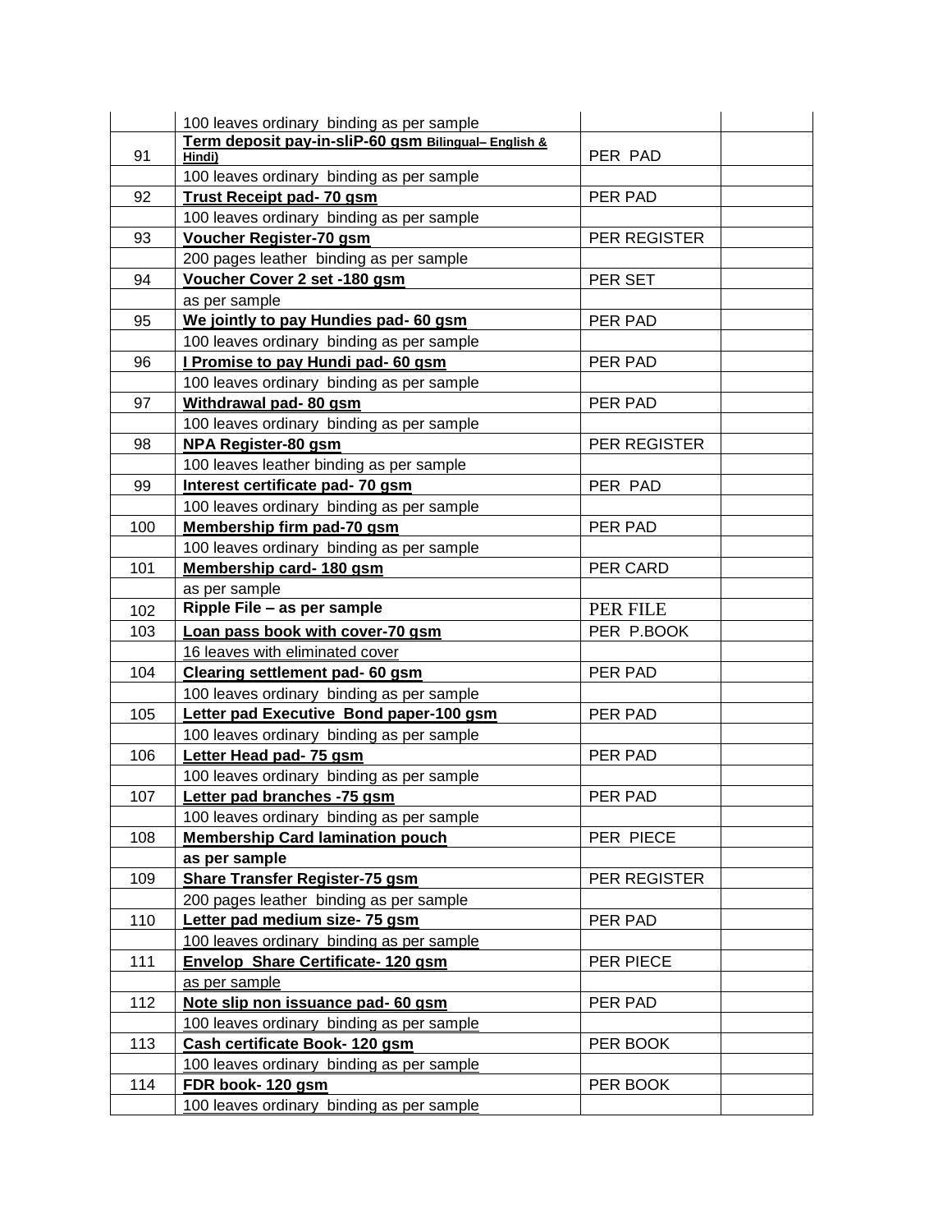| | | | |
|---|---|---|---|
| | 100 leaves ordinary binding as per sample | | |
| 91 | **Term deposit pay-in-sliP-60 gsm Bilingual– English & Hindi)** | PER PAD | |
| | 100 leaves ordinary binding as per sample | | |
| 92 | **Trust Receipt pad- 70 gsm** | PER PAD | |
| | 100 leaves ordinary binding as per sample | | |
| 93 | **Voucher Register-70 gsm** | PER REGISTER | |
| | 200 pages leather binding as per sample | | |
| 94 | **Voucher Cover 2 set -180 gsm** | PER SET | |
| | as per sample | | |
| 95 | **We jointly to pay Hundies pad- 60 gsm** | PER PAD | |
| | 100 leaves ordinary binding as per sample | | |
| 96 | **I Promise to pay Hundi pad- 60 gsm** | PER PAD | |
| | 100 leaves ordinary binding as per sample | | |
| 97 | **Withdrawal pad- 80 gsm** | PER PAD | |
| | 100 leaves ordinary binding as per sample | | |
| 98 | **NPA Register-80 gsm** | PER REGISTER | |
| | 100 leaves leather binding as per sample | | |
| 99 | **Interest certificate pad- 70 gsm** | PER PAD | |
| | 100 leaves ordinary binding as per sample | | |
| 100 | **Membership firm pad-70 gsm** | PER PAD | |
| | 100 leaves ordinary binding as per sample | | |
| 101 | **Membership card- 180 gsm** | PER CARD | |
| | as per sample | | |
| 102 | **Ripple File – as per sample** | PER FILE | |
| 103 | **Loan pass book with cover-70 gsm** | PER P.BOOK | |
| | 16 leaves with eliminated cover | | |
| 104 | **Clearing settlement pad- 60 gsm** | PER PAD | |
| | 100 leaves ordinary binding as per sample | | |
| 105 | **Letter pad Executive Bond paper-100 gsm** | PER PAD | |
| | 100 leaves ordinary binding as per sample | | |
| 106 | **Letter Head pad- 75 gsm** | PER PAD | |
| | 100 leaves ordinary binding as per sample | | |
| 107 | **Letter pad branches -75 gsm** | PER PAD | |
| | 100 leaves ordinary binding as per sample | | |
| 108 | **Membership Card lamination pouch** | PER PIECE | |
| | **as per sample** | | |
| 109 | **Share Transfer Register-75 gsm** | PER REGISTER | |
| | 200 pages leather binding as per sample | | |
| 110 | **Letter pad medium size- 75 gsm** | PER PAD | |
| | 100 leaves ordinary binding as per sample | | |
| 111 | **Envelop Share Certificate- 120 gsm** | PER PIECE | |
| | as per sample | | |
| 112 | **Note slip non issuance pad- 60 gsm** | PER PAD | |
| | 100 leaves ordinary binding as per sample | | |
| 113 | **Cash certificate Book- 120 gsm** | PER BOOK | |
| | 100 leaves ordinary binding as per sample | | |
| 114 | **FDR book- 120 gsm** | PER BOOK | |
| | 100 leaves ordinary binding as per sample | | |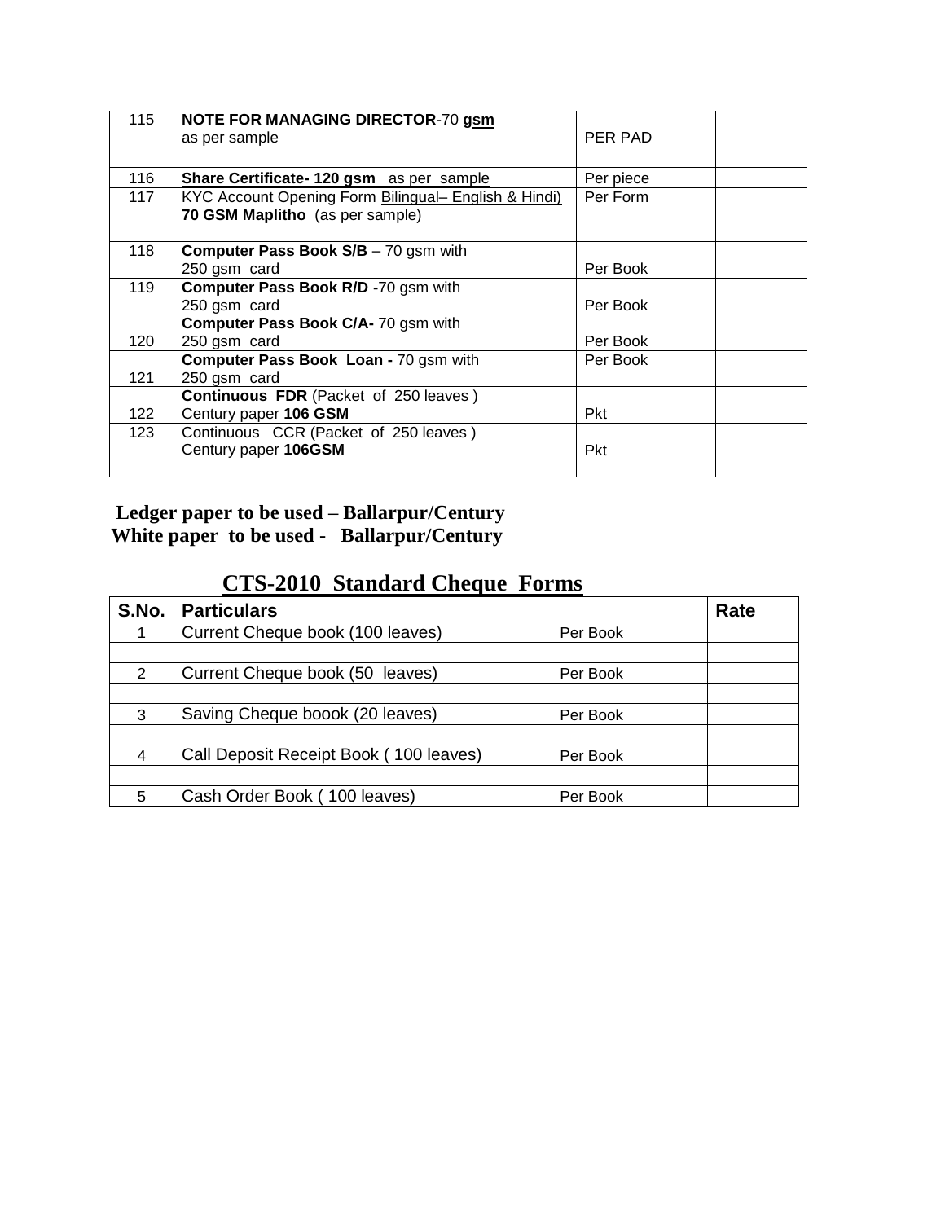| 115 | **NOTE FOR MANAGING DIRECTOR**-70 **gsm** as per sample | PER PAD | |
|---|---|---|---|
| | | | |
| 116 | **Share Certificate- 120 gsm** as per sample | Per piece | |
| 117 | KYC Account Opening Form Bilingual– English & Hindi) **70 GSM Maplitho** (as per sample) | Per Form | |
| 118 | **Computer Pass Book S/B** – 70 gsm with 250 gsm card | Per Book | |
| 119 | **Computer Pass Book R/D -**70 gsm with 250 gsm card | Per Book | |
| 120 | **Computer Pass Book C/A-** 70 gsm with 250 gsm card | Per Book | |
| 121 | **Computer Pass Book Loan -** 70 gsm with 250 gsm card | Per Book | |
| 122 | **Continuous FDR** (Packet of 250 leaves ) Century paper **106 GSM** | Pkt | |
| 123 | Continuous CCR (Packet of 250 leaves ) Century paper **106GSM** | Pkt | |

**Ledger paper to be used – Ballarpur/Century**
**White paper to be used - Ballarpur/Century**

## CTS-2010 Standard Cheque Forms

| S.No. | Particulars | | Rate |
|---|---|---|---|
| 1 | Current Cheque book (100 leaves) | Per Book | |
| | | | |
| 2 | Current Cheque book (50 leaves) | Per Book | |
| | | | |
| 3 | Saving Cheque boook (20 leaves) | Per Book | |
| | | | |
| 4 | Call Deposit Receipt Book ( 100 leaves) | Per Book | |
| | | | |
| 5 | Cash Order Book ( 100 leaves) | Per Book | |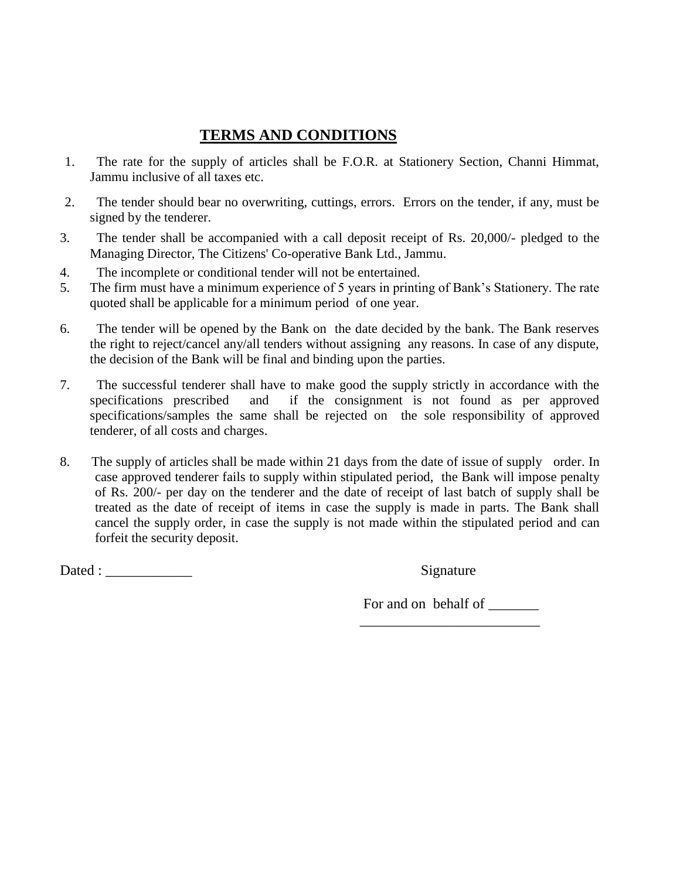## TERMS AND CONDITIONS

1. The rate for the supply of articles shall be F.O.R. at Stationery Section, Channi Himmat, Jammu inclusive of all taxes etc.
2. The tender should bear no overwriting, cuttings, errors. Errors on the tender, if any, must be signed by the tenderer.
3. The tender shall be accompanied with a call deposit receipt of Rs. 20,000/- pledged to the Managing Director, The Citizens' Co-operative Bank Ltd., Jammu.
4. The incomplete or conditional tender will not be entertained.
5. The firm must have a minimum experience of 5 years in printing of Bank's Stationery. The rate quoted shall be applicable for a minimum period of one year.
6. The tender will be opened by the Bank on the date decided by the bank. The Bank reserves the right to reject/cancel any/all tenders without assigning any reasons. In case of any dispute, the decision of the Bank will be final and binding upon the parties.
7. The successful tenderer shall have to make good the supply strictly in accordance with the specifications prescribed and if the consignment is not found as per approved specifications/samples the same shall be rejected on the sole responsibility of approved tenderer, of all costs and charges.
8. The supply of articles shall be made within 21 days from the date of issue of supply order. In case approved tenderer fails to supply within stipulated period, the Bank will impose penalty of Rs. 200/- per day on the tenderer and the date of receipt of last batch of supply shall be treated as the date of receipt of items in case the supply is made in parts. The Bank shall cancel the supply order, in case the supply is not made within the stipulated period and can forfeit the security deposit.

Dated : ____________

Signature

For and on behalf of _______

_________________________